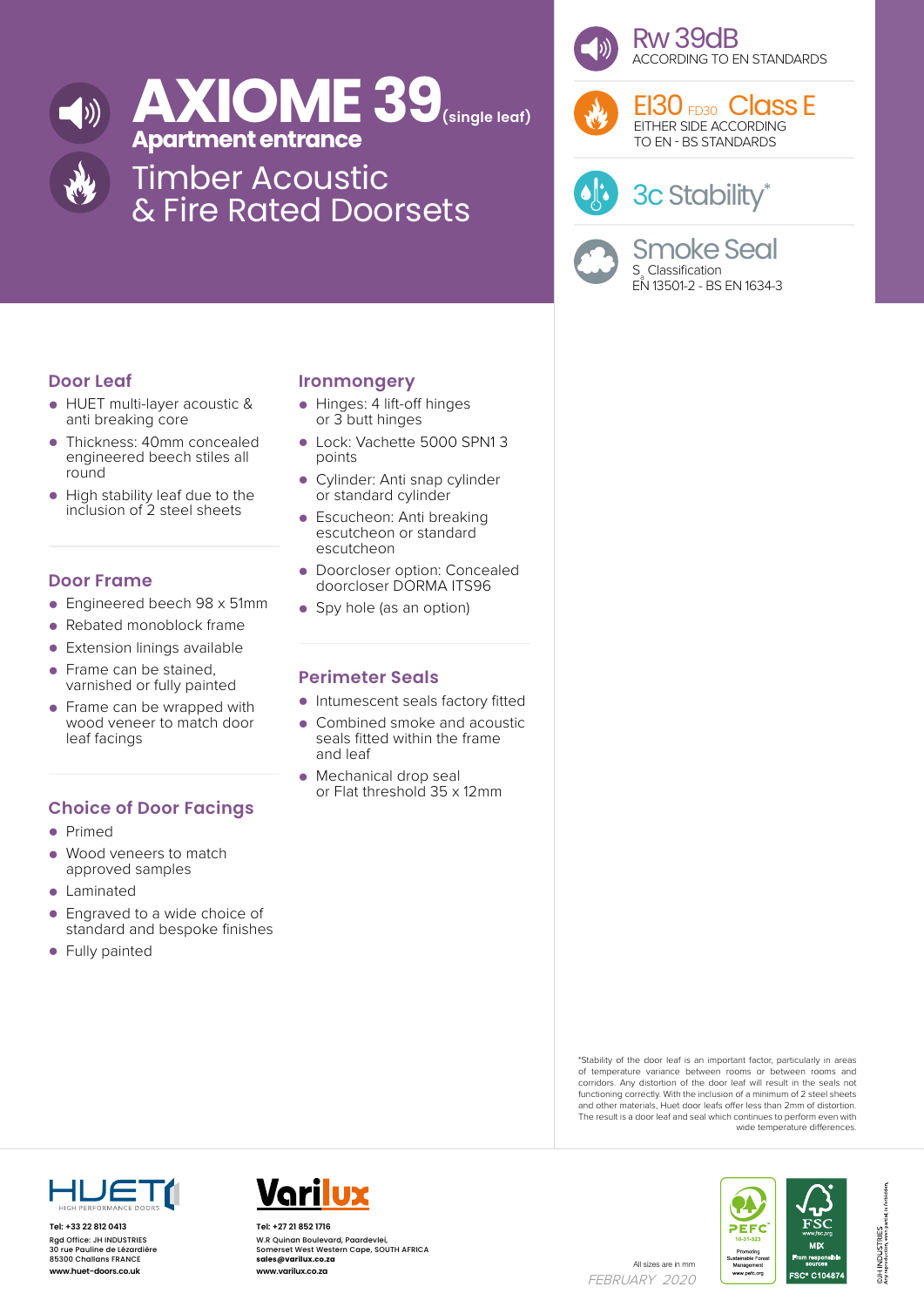# AXIOME 39 (single leaf)

**Apartment entrance**

## Timber Acoustic & Fire Rated Doorsets

**Rw 39dB**
ACCORDING TO EN STANDARDS

**EI30** FD30 **Class E**
EITHER SIDE ACCORDING TO EN - BS STANDARDS

**3c Stability***

**Smoke Seal**
$S_a$ Classification
EN 13501-2 - BS EN 1634-3

### Door Leaf

- HUET multi-layer acoustic & anti breaking core
- Thickness: 40mm concealed engineered beech stiles all round
- High stability leaf due to the inclusion of 2 steel sheets

### Door Frame

- Engineered beech 98 x 51mm
- Rebated monoblock frame
- Extension linings available
- Frame can be stained, varnished or fully painted
- Frame can be wrapped with wood veneer to match door leaf facings

### Choice of Door Facings

- Primed
- Wood veneers to match approved samples
- Laminated
- Engraved to a wide choice of standard and bespoke finishes
- Fully painted

### Ironmongery

- Hinges: 4 lift-off hinges or 3 butt hinges
- Lock: Vachette 5000 SPN1 3 points
- Cylinder: Anti snap cylinder or standard cylinder
- Escucheon: Anti breaking escutcheon or standard escutcheon
- Doorcloser option: Concealed doorcloser DORMA ITS96
- Spy hole (as an option)

### Perimeter Seals

- Intumescent seals factory fitted
- Combined smoke and acoustic seals fitted within the frame and leaf
- Mechanical drop seal or Flat threshold 35 x 12mm

*Stability of the door leaf is an important factor, particularly in areas of temperature variance between rooms or between rooms and corridors. Any distortion of the door leaf will result in the seals not functioning correctly. With the inclusion of a minimum of 2 steel sheets and other materials, Huet door leafs offer less than 2mm of distortion. The result is a door leaf and seal which continues to perform even with wide temperature differences.

HUET HIGH PERFORMANCE DOORS
**Tel: +33 22 812 0413**
Rgd Office: JH INDUSTRIES
30 rue Pauline de Lézardière
85300 Challans FRANCE
**www.huet-doors.co.uk**

Varilux
**Tel: +27 21 852 1716**
W.R Quinan Boulevard, Paardevlei,
Somerset West Western Cape, SOUTH AFRICA
**sales@varilux.co.za**
**www.varilux.co.za**

All sizes are in mm

*FEBRUARY 2020*

PEFC 10-31-523 Promoting Sustainable Forest Management www.pefc.org

FSC www.fsc.org MIX From responsible sources FSC® C104874

©JH INDUSTRIES Any reproduction, even partial, is forbidden.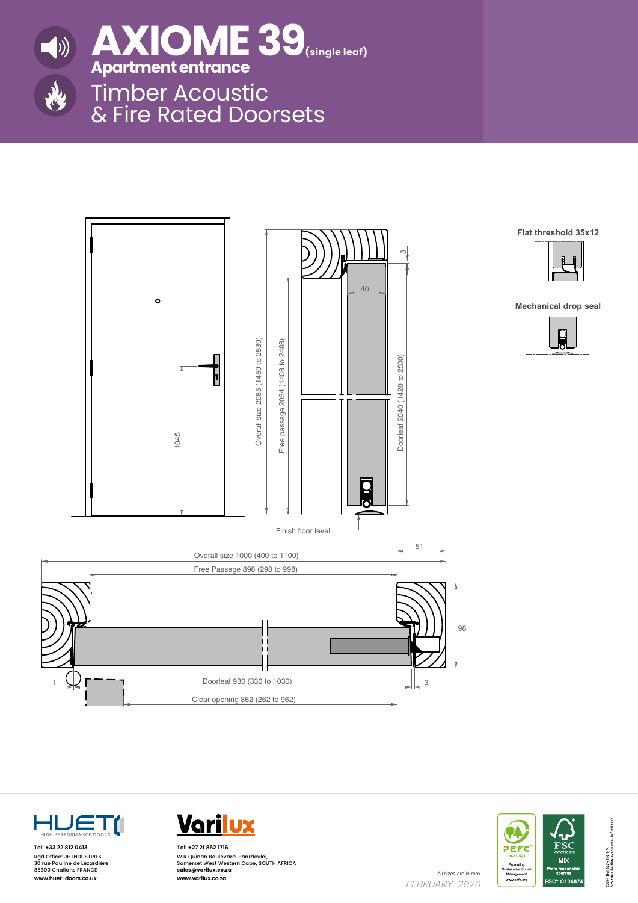# AXIOME 39 (single leaf)

**Apartment entrance**

## Timber Acoustic & Fire Rated Doorsets

1045

Overall size 2085 (1459 to 2539)

Free passage 2034 (1408 to 2488)

Doorleaf 2040 (1420 to 2500)

3

40

Finish floor level

**Flat threshold 35x12**

**Mechanical drop seal**

51

Overall size 1000 (400 to 1100)

Free Passage 898 (298 to 998)

98

1

Doorleaf 930 (330 to 1030)

3

Clear opening 862 (262 to 962)

HUET HIGH PERFORMANCE DOORS

**Tel: +33 22 812 0413**
Rgd Office: JH INDUSTRIES
30 rue Pauline de Lézardière
85300 Challans FRANCE
**www.huet-doors.co.uk**

Varilux

**Tel: +27 21 852 1716**
W.R Quinan Boulevard, Paardevlei,
Somerset West Western Cape, SOUTH AFRICA
**sales@varilux.co.za**
**www.varilux.co.za**

All sizes are in mm

*FEBRUARY 2020*

PEFC 10-31-523 Promoting Sustainable Forest Management www.pefc.org

FSC www.fsc.org MIX From responsible sources FSC® C104874

©JH INDUSTRIES Any reproduction, even partial, is forbidden.